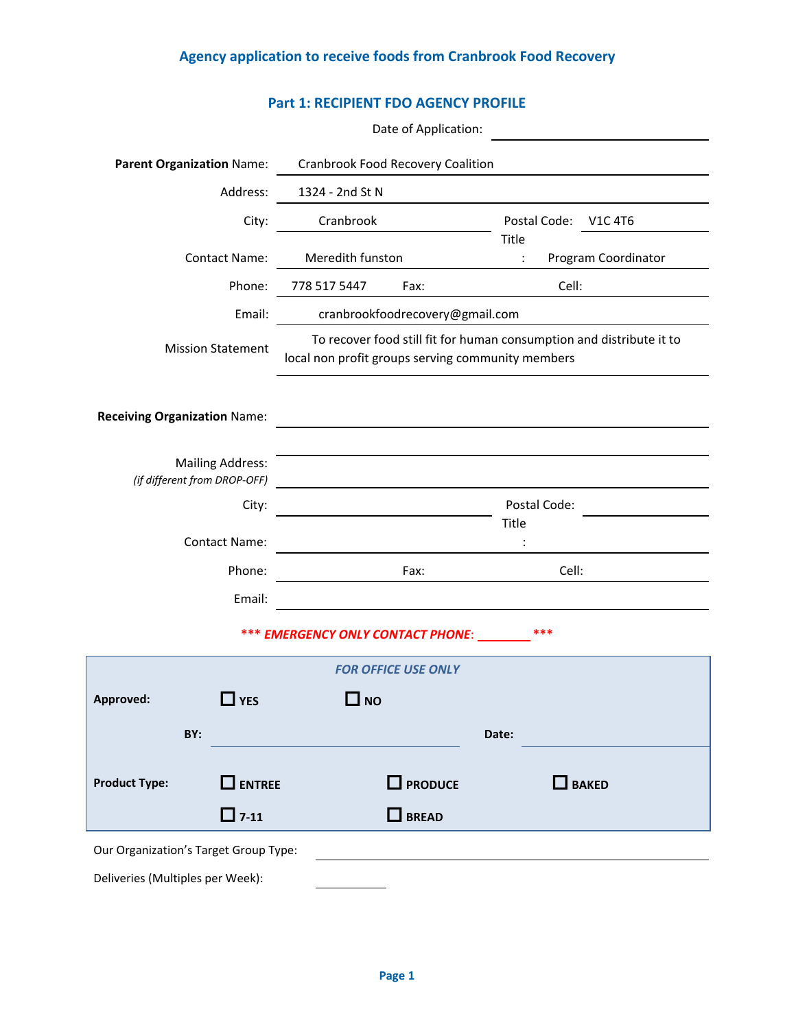## Agency application to receive foods from Cranbrook Food Recovery

### Part 1: RECIPIENT FDO AGENCY PROFILE

Date of Application: ______________________

**Parent Organization** Name: Cranbrook Food Recovery Coalition

Address: 1324 - 2nd St N

City: Cranbrook    Postal Code: V1C 4T6

Contact Name: Meredith funston    Title: Program Coordinator

Phone: 778 517 5447    Fax:    Cell:

Email: cranbrookfoodrecovery@gmail.com

Mission Statement: To recover food still fit for human consumption and distribute it to local non profit groups serving community members

**Receiving Organization** Name: ______________________

Mailing Address: ______________________
*(if different from DROP-OFF)*

City: ______________________    Postal Code: ______________________

Contact Name: ______________________    Title: ______________________

Phone: ______________________    Fax: ______________________    Cell: ______________________

Email: ______________________

***\*\*\* EMERGENCY ONLY CONTACT PHONE: ________ \*\*\****

---

*FOR OFFICE USE ONLY*

**Approved:** ☐ **YES** ☐ **NO**

**BY:** ______________________ **Date:** ______________________

**Product Type:** ☐ **ENTREE** ☐ **PRODUCE** ☐ **BAKED** ☐ **7-11** ☐ **BREAD**

---

Our Organization's Target Group Type: ______________________

Deliveries (Multiples per Week): ________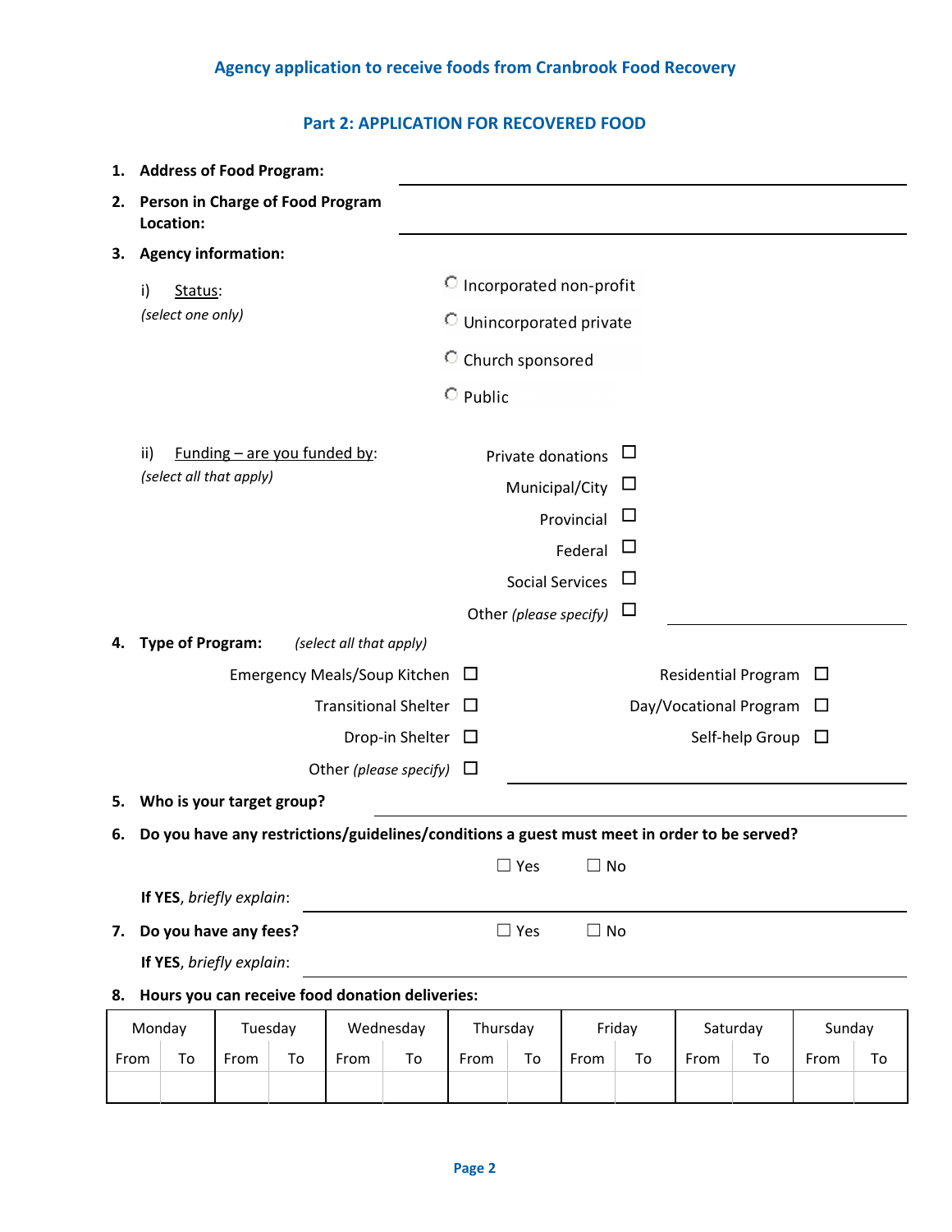## Agency application to receive foods from Cranbrook Food Recovery

### Part 2: APPLICATION FOR RECOVERED FOOD

1. **Address of Food Program:** ______________________________

2. **Person in Charge of Food Program Location:** ______________________________

3. **Agency information:**

   i) Status:
   *(select one only)*
   - ○ Incorporated non-profit
   - ○ Unincorporated private
   - ○ Church sponsored
   - ○ Public

   ii) Funding – are you funded by:
   *(select all that apply)*
   - Private donations ☐
   - Municipal/City ☐
   - Provincial ☐
   - Federal ☐
   - Social Services ☐
   - Other *(please specify)* ☐ ______________________________

4. **Type of Program:** *(select all that apply)*
   - Emergency Meals/Soup Kitchen ☐
   - Transitional Shelter ☐
   - Drop-in Shelter ☐
   - Other *(please specify)* ☐ ______________________________
   - Residential Program ☐
   - Day/Vocational Program ☐
   - Self-help Group ☐

5. **Who is your target group?** ______________________________

6. **Do you have any restrictions/guidelines/conditions a guest must meet in order to be served?**

   ☐ Yes ☐ No

   **If YES**, *briefly explain*: ______________________________

7. **Do you have any fees?** ☐ Yes ☐ No

   **If YES**, *briefly explain*: ______________________________

8. **Hours you can receive food donation deliveries:**

| Monday | | Tuesday | | Wednesday | | Thursday | | Friday | | Saturday | | Sunday | |
|---|---|---|---|---|---|---|---|---|---|---|---|---|---|
| From | To | From | To | From | To | From | To | From | To | From | To | From | To |
| | | | | | | | | | | | | | |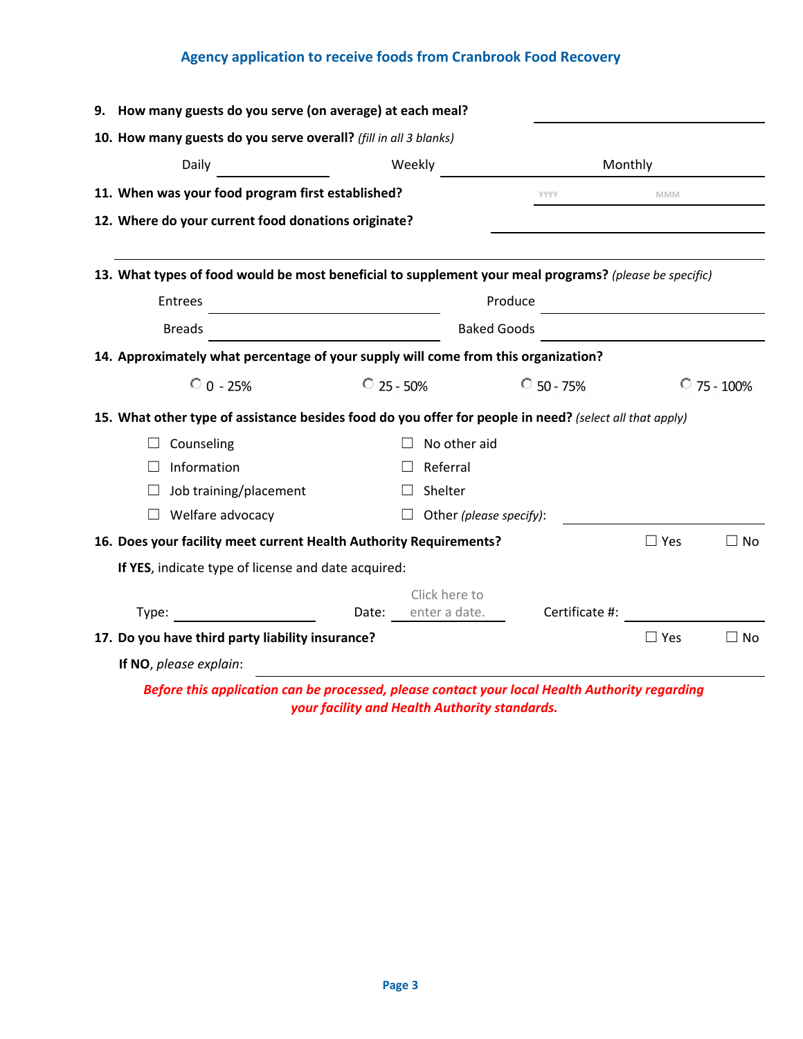## Agency application to receive foods from Cranbrook Food Recovery

**9. How many guests do you serve (on average) at each meal?** ____________________

**10. How many guests do you serve overall?** *(fill in all 3 blanks)*

Daily ____________ Weekly ____________ Monthly ____________

**11. When was your food program first established?** YYYY MMM

**12. Where do your current food donations originate?** ____________________

**13. What types of food would be most beneficial to supplement your meal programs?** *(please be specific)*

Entrees ____________ Produce ____________

Breads ____________ Baked Goods ____________

**14. Approximately what percentage of your supply will come from this organization?**

○ 0 - 25% ○ 25 - 50% ○ 50 - 75% ○ 75 - 100%

**15. What other type of assistance besides food do you offer for people in need?** *(select all that apply)*

☐ Counseling
☐ Information
☐ Job training/placement
☐ Welfare advocacy
☐ No other aid
☐ Referral
☐ Shelter
☐ Other *(please specify)*: ____________

**16. Does your facility meet current Health Authority Requirements?** ☐ Yes ☐ No

**If YES**, indicate type of license and date acquired:

Type: ____________ Date: Click here to enter a date. Certificate #: ____________

**17. Do you have third party liability insurance?** ☐ Yes ☐ No

**If NO**, *please explain*: ____________________

***Before this application can be processed, please contact your local Health Authority regarding your facility and Health Authority standards.***